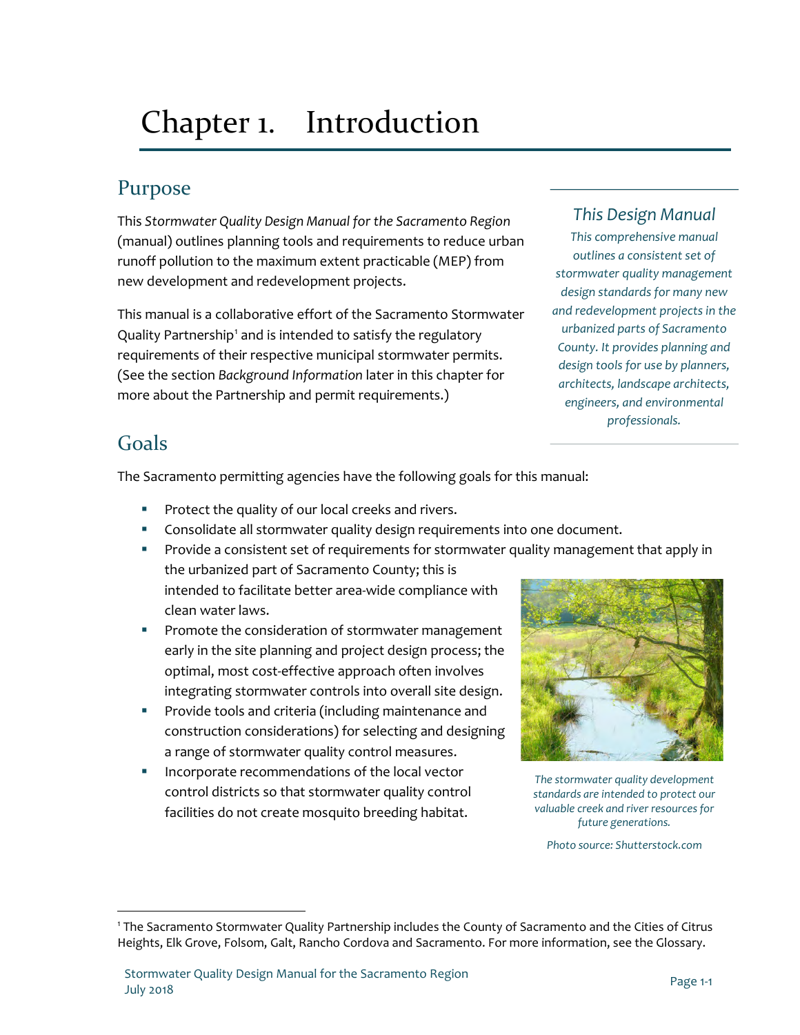# Chapter 1. Introduction

## Purpose

This *Stormwater Quality Design Manual for the Sacramento Region* (manual) outlines planning tools and requirements to reduce urban runoff pollution to the maximum extent practicable (MEP) from new development and redevelopment projects.

This manual is a collaborative effort of the Sacramento Stormwater Quality Partnership[1] and is intended to satisfy the regulatory requirements of their respective municipal stormwater permits. (See the section *Background Information* later in this chapter for more about the Partnership and permit requirements.)

> ### *This Design Manual*
> *This comprehensive manual outlines a consistent set of stormwater quality management design standards for many new and redevelopment projects in the urbanized parts of Sacramento County. It provides planning and design tools for use by planners, architects, landscape architects, engineers, and environmental professionals.*

## Goals

The Sacramento permitting agencies have the following goals for this manual:

- Protect the quality of our local creeks and rivers.
- Consolidate all stormwater quality design requirements into one document.
- Provide a consistent set of requirements for stormwater quality management that apply in the urbanized part of Sacramento County; this is intended to facilitate better area-wide compliance with clean water laws.
- Promote the consideration of stormwater management early in the site planning and project design process; the optimal, most cost-effective approach often involves integrating stormwater controls into overall site design.
- Provide tools and criteria (including maintenance and construction considerations) for selecting and designing a range of stormwater quality control measures.
- Incorporate recommendations of the local vector control districts so that stormwater quality control facilities do not create mosquito breeding habitat.

*The stormwater quality development standards are intended to protect our valuable creek and river resources for future generations.*

*Photo source: Shutterstock.com*

---

[1] The Sacramento Stormwater Quality Partnership includes the County of Sacramento and the Cities of Citrus Heights, Elk Grove, Folsom, Galt, Rancho Cordova and Sacramento. For more information, see the Glossary.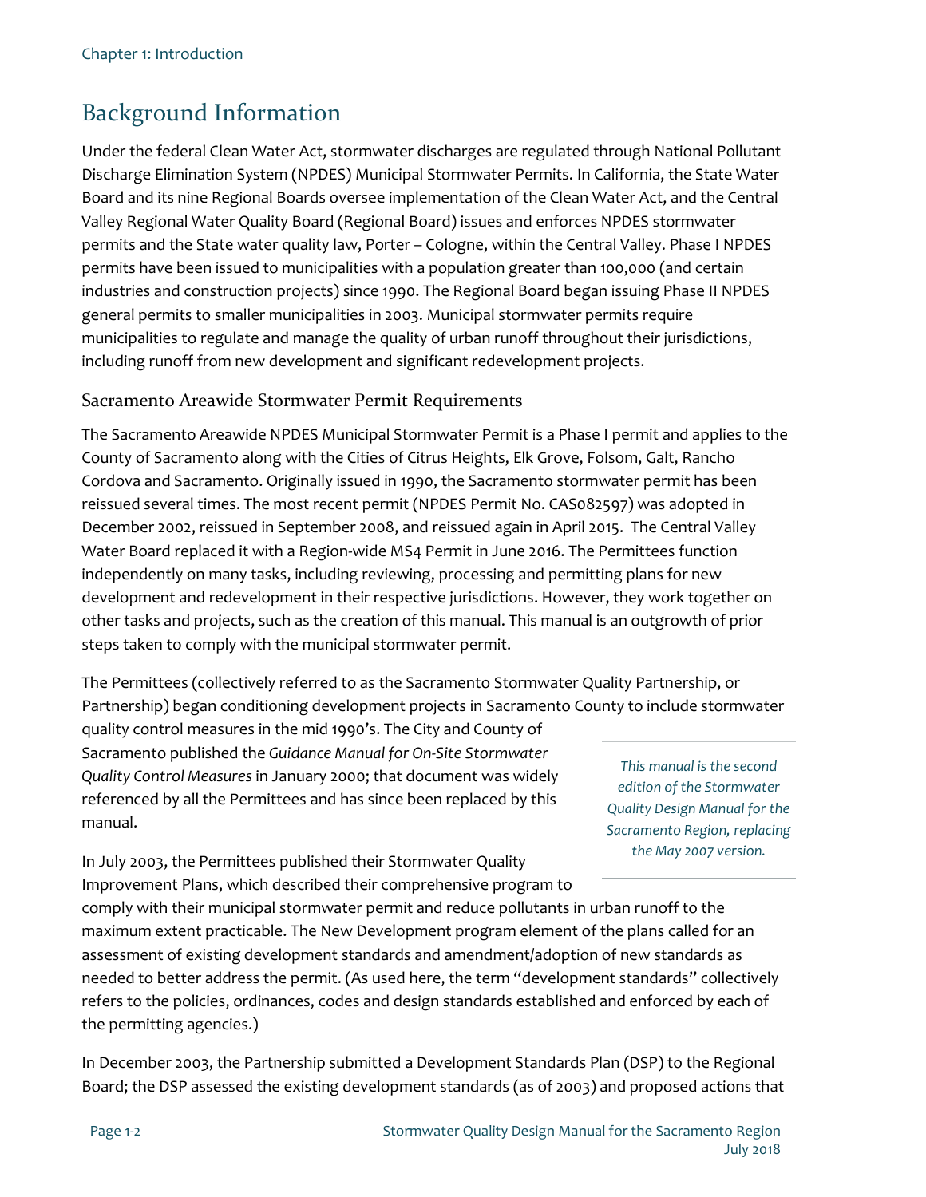# Background Information

Under the federal Clean Water Act, stormwater discharges are regulated through National Pollutant Discharge Elimination System (NPDES) Municipal Stormwater Permits. In California, the State Water Board and its nine Regional Boards oversee implementation of the Clean Water Act, and the Central Valley Regional Water Quality Board (Regional Board) issues and enforces NPDES stormwater permits and the State water quality law, Porter – Cologne, within the Central Valley. Phase I NPDES permits have been issued to municipalities with a population greater than 100,000 (and certain industries and construction projects) since 1990. The Regional Board began issuing Phase II NPDES general permits to smaller municipalities in 2003. Municipal stormwater permits require municipalities to regulate and manage the quality of urban runoff throughout their jurisdictions, including runoff from new development and significant redevelopment projects.

## Sacramento Areawide Stormwater Permit Requirements

The Sacramento Areawide NPDES Municipal Stormwater Permit is a Phase I permit and applies to the County of Sacramento along with the Cities of Citrus Heights, Elk Grove, Folsom, Galt, Rancho Cordova and Sacramento. Originally issued in 1990, the Sacramento stormwater permit has been reissued several times. The most recent permit (NPDES Permit No. CAS082597) was adopted in December 2002, reissued in September 2008, and reissued again in April 2015. The Central Valley Water Board replaced it with a Region-wide MS4 Permit in June 2016. The Permittees function independently on many tasks, including reviewing, processing and permitting plans for new development and redevelopment in their respective jurisdictions. However, they work together on other tasks and projects, such as the creation of this manual. This manual is an outgrowth of prior steps taken to comply with the municipal stormwater permit.

The Permittees (collectively referred to as the Sacramento Stormwater Quality Partnership, or Partnership) began conditioning development projects in Sacramento County to include stormwater quality control measures in the mid 1990's. The City and County of Sacramento published the *Guidance Manual for On-Site Stormwater Quality Control Measures* in January 2000; that document was widely referenced by all the Permittees and has since been replaced by this manual.

*This manual is the second edition of the Stormwater Quality Design Manual for the Sacramento Region, replacing the May 2007 version.*

In July 2003, the Permittees published their Stormwater Quality Improvement Plans, which described their comprehensive program to comply with their municipal stormwater permit and reduce pollutants in urban runoff to the maximum extent practicable. The New Development program element of the plans called for an assessment of existing development standards and amendment/adoption of new standards as needed to better address the permit. (As used here, the term "development standards" collectively refers to the policies, ordinances, codes and design standards established and enforced by each of the permitting agencies.)

In December 2003, the Partnership submitted a Development Standards Plan (DSP) to the Regional Board; the DSP assessed the existing development standards (as of 2003) and proposed actions that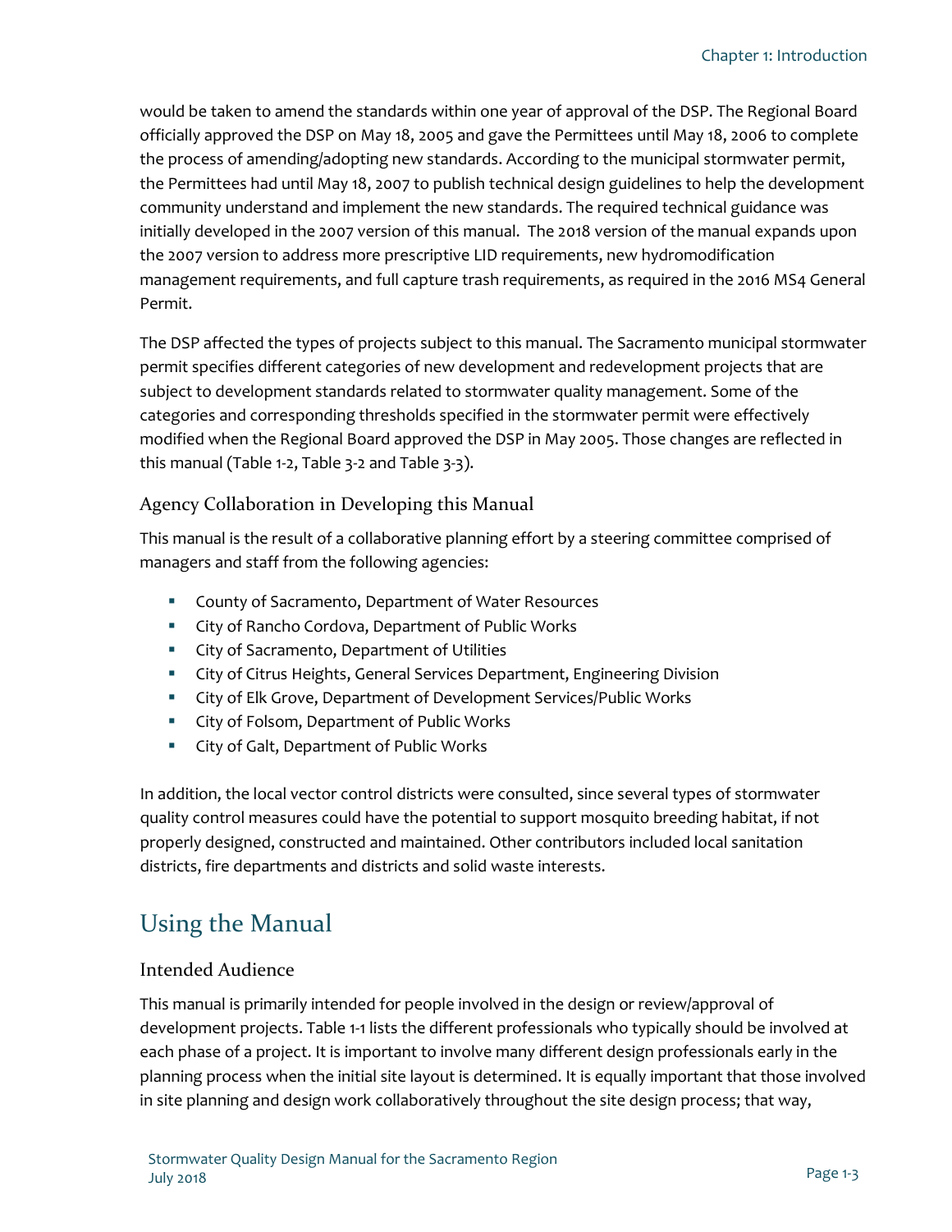would be taken to amend the standards within one year of approval of the DSP. The Regional Board officially approved the DSP on May 18, 2005 and gave the Permittees until May 18, 2006 to complete the process of amending/adopting new standards. According to the municipal stormwater permit, the Permittees had until May 18, 2007 to publish technical design guidelines to help the development community understand and implement the new standards. The required technical guidance was initially developed in the 2007 version of this manual. The 2018 version of the manual expands upon the 2007 version to address more prescriptive LID requirements, new hydromodification management requirements, and full capture trash requirements, as required in the 2016 MS4 General Permit.

The DSP affected the types of projects subject to this manual. The Sacramento municipal stormwater permit specifies different categories of new development and redevelopment projects that are subject to development standards related to stormwater quality management. Some of the categories and corresponding thresholds specified in the stormwater permit were effectively modified when the Regional Board approved the DSP in May 2005. Those changes are reflected in this manual (Table 1-2, Table 3-2 and Table 3-3).

### Agency Collaboration in Developing this Manual

This manual is the result of a collaborative planning effort by a steering committee comprised of managers and staff from the following agencies:

- County of Sacramento, Department of Water Resources
- City of Rancho Cordova, Department of Public Works
- City of Sacramento, Department of Utilities
- City of Citrus Heights, General Services Department, Engineering Division
- City of Elk Grove, Department of Development Services/Public Works
- City of Folsom, Department of Public Works
- City of Galt, Department of Public Works

In addition, the local vector control districts were consulted, since several types of stormwater quality control measures could have the potential to support mosquito breeding habitat, if not properly designed, constructed and maintained. Other contributors included local sanitation districts, fire departments and districts and solid waste interests.

## Using the Manual

### Intended Audience

This manual is primarily intended for people involved in the design or review/approval of development projects. Table 1-1 lists the different professionals who typically should be involved at each phase of a project. It is important to involve many different design professionals early in the planning process when the initial site layout is determined. It is equally important that those involved in site planning and design work collaboratively throughout the site design process; that way,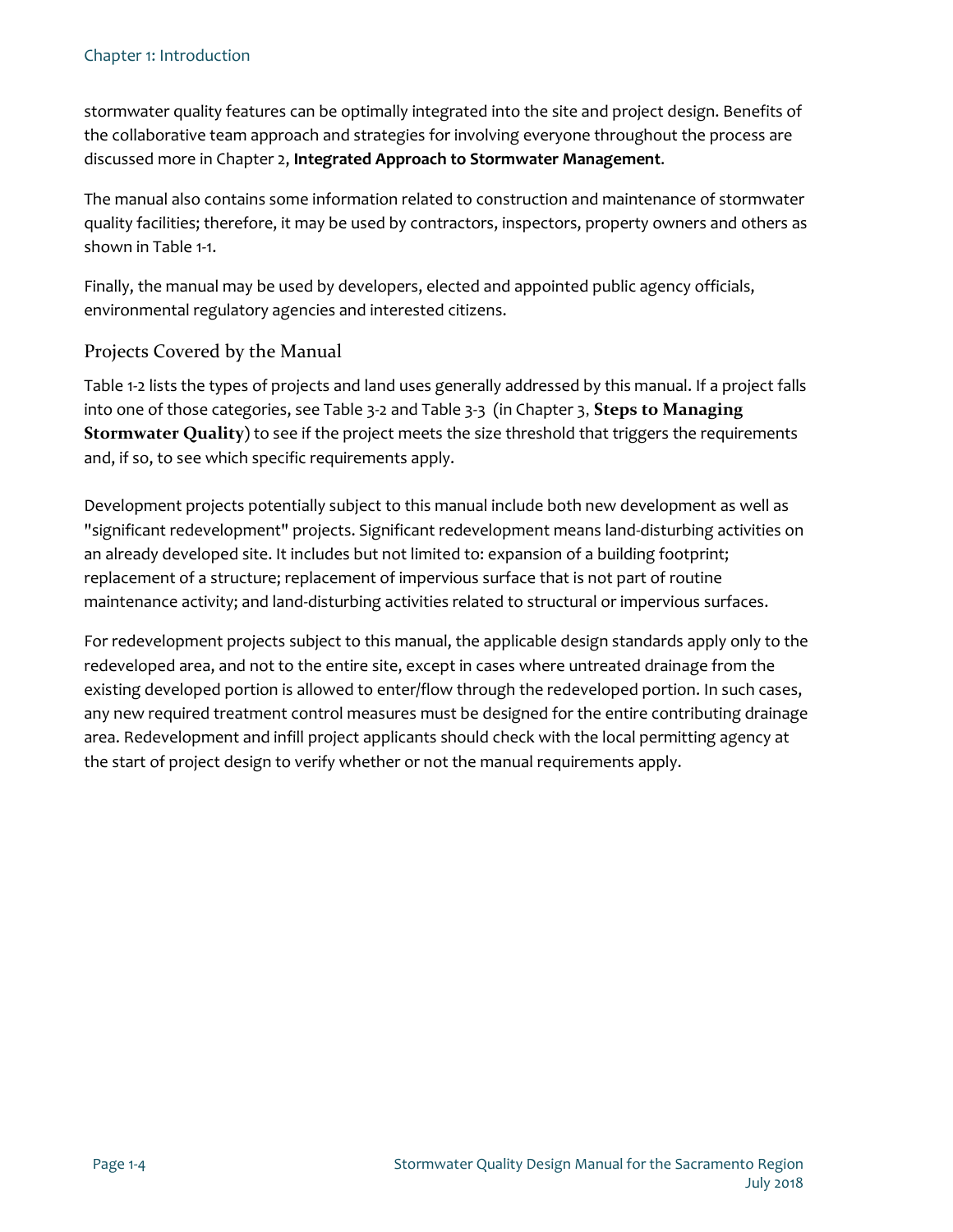stormwater quality features can be optimally integrated into the site and project design. Benefits of the collaborative team approach and strategies for involving everyone throughout the process are discussed more in Chapter 2, **Integrated Approach to Stormwater Management**.

The manual also contains some information related to construction and maintenance of stormwater quality facilities; therefore, it may be used by contractors, inspectors, property owners and others as shown in Table 1-1.

Finally, the manual may be used by developers, elected and appointed public agency officials, environmental regulatory agencies and interested citizens.

## Projects Covered by the Manual

Table 1-2 lists the types of projects and land uses generally addressed by this manual. If a project falls into one of those categories, see Table 3-2 and Table 3-3 (in Chapter 3, **Steps to Managing Stormwater Quality**) to see if the project meets the size threshold that triggers the requirements and, if so, to see which specific requirements apply.

Development projects potentially subject to this manual include both new development as well as "significant redevelopment" projects. Significant redevelopment means land-disturbing activities on an already developed site. It includes but not limited to: expansion of a building footprint; replacement of a structure; replacement of impervious surface that is not part of routine maintenance activity; and land-disturbing activities related to structural or impervious surfaces.

For redevelopment projects subject to this manual, the applicable design standards apply only to the redeveloped area, and not to the entire site, except in cases where untreated drainage from the existing developed portion is allowed to enter/flow through the redeveloped portion. In such cases, any new required treatment control measures must be designed for the entire contributing drainage area. Redevelopment and infill project applicants should check with the local permitting agency at the start of project design to verify whether or not the manual requirements apply.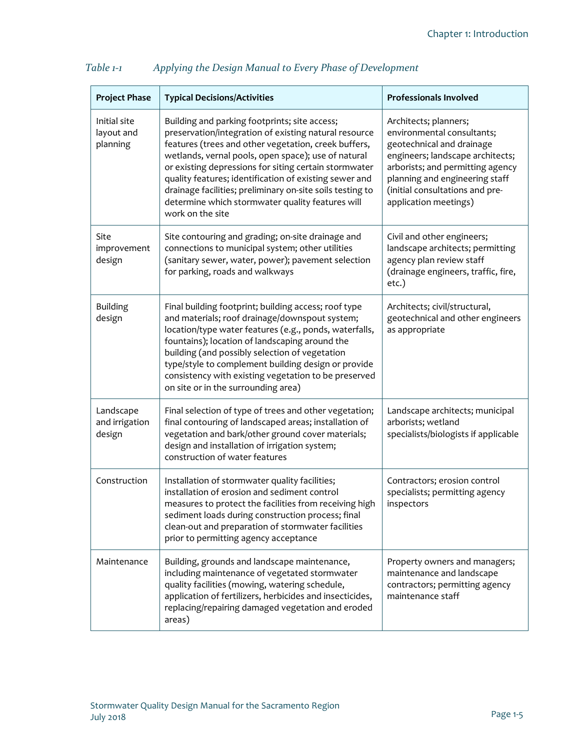*Table 1-1 Applying the Design Manual to Every Phase of Development*

| Project Phase | Typical Decisions/Activities | Professionals Involved |
|---|---|---|
| Initial site layout and planning | Building and parking footprints; site access; preservation/integration of existing natural resource features (trees and other vegetation, creek buffers, wetlands, vernal pools, open space); use of natural or existing depressions for siting certain stormwater quality features; identification of existing sewer and drainage facilities; preliminary on-site soils testing to determine which stormwater quality features will work on the site | Architects; planners; environmental consultants; geotechnical and drainage engineers; landscape architects; arborists; and permitting agency planning and engineering staff (initial consultations and pre-application meetings) |
| Site improvement design | Site contouring and grading; on-site drainage and connections to municipal system; other utilities (sanitary sewer, water, power); pavement selection for parking, roads and walkways | Civil and other engineers; landscape architects; permitting agency plan review staff (drainage engineers, traffic, fire, etc.) |
| Building design | Final building footprint; building access; roof type and materials; roof drainage/downspout system; location/type water features (e.g., ponds, waterfalls, fountains); location of landscaping around the building (and possibly selection of vegetation type/style to complement building design or provide consistency with existing vegetation to be preserved on site or in the surrounding area) | Architects; civil/structural, geotechnical and other engineers as appropriate |
| Landscape and irrigation design | Final selection of type of trees and other vegetation; final contouring of landscaped areas; installation of vegetation and bark/other ground cover materials; design and installation of irrigation system; construction of water features | Landscape architects; municipal arborists; wetland specialists/biologists if applicable |
| Construction | Installation of stormwater quality facilities; installation of erosion and sediment control measures to protect the facilities from receiving high sediment loads during construction process; final clean-out and preparation of stormwater facilities prior to permitting agency acceptance | Contractors; erosion control specialists; permitting agency inspectors |
| Maintenance | Building, grounds and landscape maintenance, including maintenance of vegetated stormwater quality facilities (mowing, watering schedule, application of fertilizers, herbicides and insecticides, replacing/repairing damaged vegetation and eroded areas) | Property owners and managers; maintenance and landscape contractors; permitting agency maintenance staff |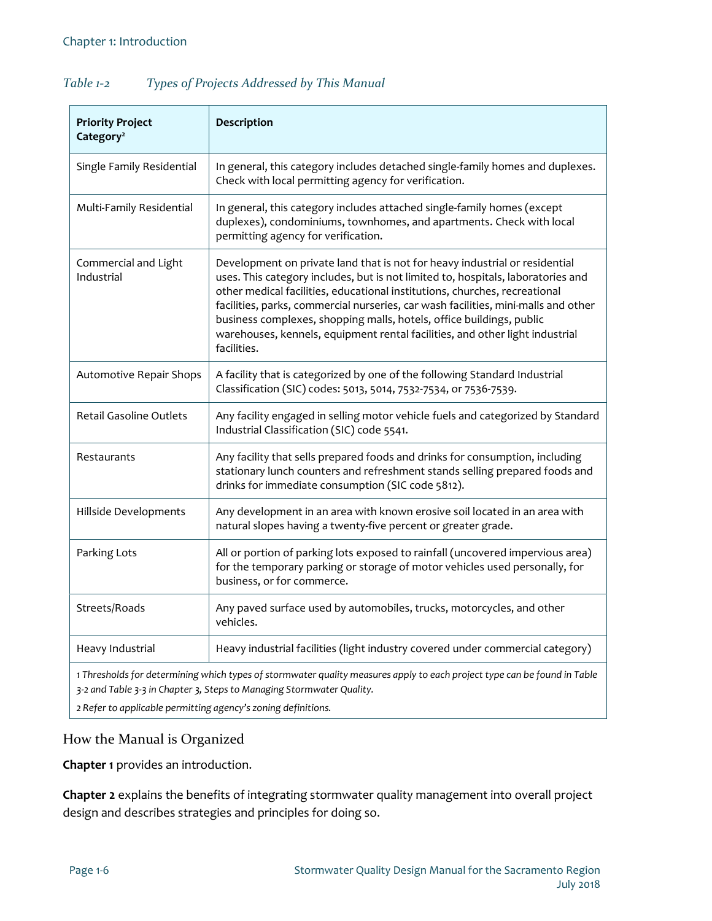*Table 1-2 Types of Projects Addressed by This Manual*

| Priority Project Category[2] | Description |
|---|---|
| Single Family Residential | In general, this category includes detached single-family homes and duplexes. Check with local permitting agency for verification. |
| Multi-Family Residential | In general, this category includes attached single-family homes (except duplexes), condominiums, townhomes, and apartments. Check with local permitting agency for verification. |
| Commercial and Light Industrial | Development on private land that is not for heavy industrial or residential uses. This category includes, but is not limited to, hospitals, laboratories and other medical facilities, educational institutions, churches, recreational facilities, parks, commercial nurseries, car wash facilities, mini-malls and other business complexes, shopping malls, hotels, office buildings, public warehouses, kennels, equipment rental facilities, and other light industrial facilities. |
| Automotive Repair Shops | A facility that is categorized by one of the following Standard Industrial Classification (SIC) codes: 5013, 5014, 7532-7534, or 7536-7539. |
| Retail Gasoline Outlets | Any facility engaged in selling motor vehicle fuels and categorized by Standard Industrial Classification (SIC) code 5541. |
| Restaurants | Any facility that sells prepared foods and drinks for consumption, including stationary lunch counters and refreshment stands selling prepared foods and drinks for immediate consumption (SIC code 5812). |
| Hillside Developments | Any development in an area with known erosive soil located in an area with natural slopes having a twenty-five percent or greater grade. |
| Parking Lots | All or portion of parking lots exposed to rainfall (uncovered impervious area) for the temporary parking or storage of motor vehicles used personally, for business, or for commerce. |
| Streets/Roads | Any paved surface used by automobiles, trucks, motorcycles, and other vehicles. |
| Heavy Industrial | Heavy industrial facilities (light industry covered under commercial category) |

*1 Thresholds for determining which types of stormwater quality measures apply to each project type can be found in Table 3-2 and Table 3-3 in Chapter 3, Steps to Managing Stormwater Quality.*

*2 Refer to applicable permitting agency's zoning definitions.*

## How the Manual is Organized

**Chapter 1** provides an introduction.

**Chapter 2** explains the benefits of integrating stormwater quality management into overall project design and describes strategies and principles for doing so.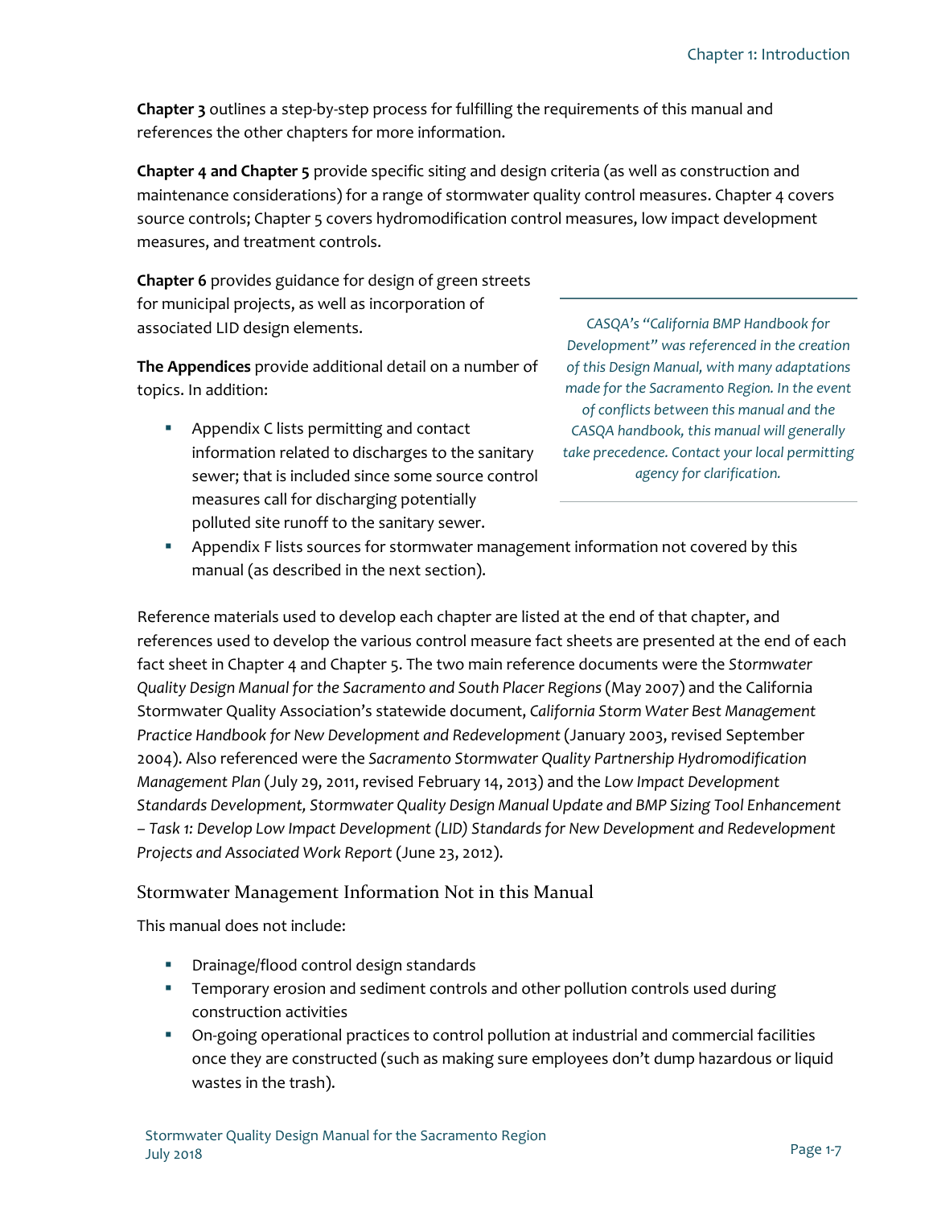**Chapter 3** outlines a step-by-step process for fulfilling the requirements of this manual and references the other chapters for more information.

**Chapter 4 and Chapter 5** provide specific siting and design criteria (as well as construction and maintenance considerations) for a range of stormwater quality control measures. Chapter 4 covers source controls; Chapter 5 covers hydromodification control measures, low impact development measures, and treatment controls.

**Chapter 6** provides guidance for design of green streets for municipal projects, as well as incorporation of associated LID design elements.

*CASQA's "California BMP Handbook for Development" was referenced in the creation of this Design Manual, with many adaptations made for the Sacramento Region. In the event of conflicts between this manual and the CASQA handbook, this manual will generally take precedence. Contact your local permitting agency for clarification.*

**The Appendices** provide additional detail on a number of topics. In addition:

- Appendix C lists permitting and contact information related to discharges to the sanitary sewer; that is included since some source control measures call for discharging potentially polluted site runoff to the sanitary sewer.
- Appendix F lists sources for stormwater management information not covered by this manual (as described in the next section).

Reference materials used to develop each chapter are listed at the end of that chapter, and references used to develop the various control measure fact sheets are presented at the end of each fact sheet in Chapter 4 and Chapter 5. The two main reference documents were the *Stormwater Quality Design Manual for the Sacramento and South Placer Regions* (May 2007) and the California Stormwater Quality Association's statewide document, *California Storm Water Best Management Practice Handbook for New Development and Redevelopment* (January 2003, revised September 2004). Also referenced were the *Sacramento Stormwater Quality Partnership Hydromodification Management Plan* (July 29, 2011, revised February 14, 2013) and the *Low Impact Development Standards Development, Stormwater Quality Design Manual Update and BMP Sizing Tool Enhancement – Task 1: Develop Low Impact Development (LID) Standards for New Development and Redevelopment Projects and Associated Work Report* (June 23, 2012).

## Stormwater Management Information Not in this Manual

This manual does not include:

- Drainage/flood control design standards
- Temporary erosion and sediment controls and other pollution controls used during construction activities
- On-going operational practices to control pollution at industrial and commercial facilities once they are constructed (such as making sure employees don't dump hazardous or liquid wastes in the trash).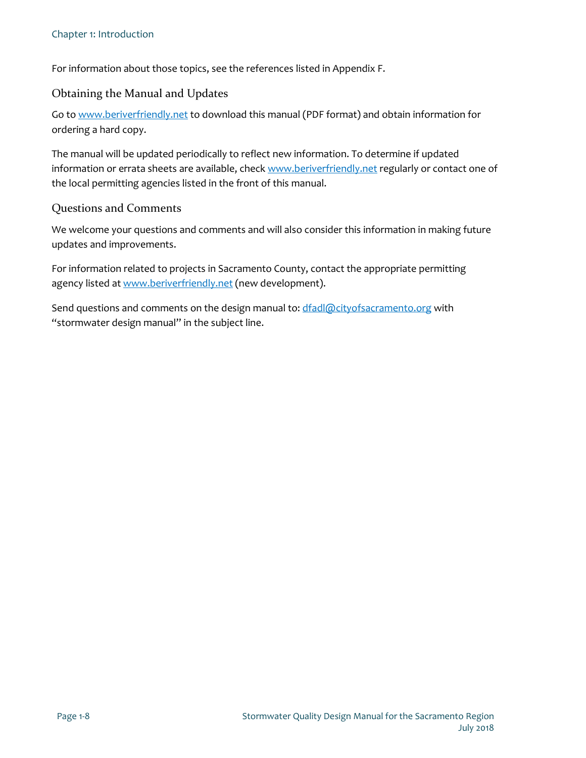For information about those topics, see the references listed in Appendix F.

## Obtaining the Manual and Updates

Go to www.beriverfriendly.net to download this manual (PDF format) and obtain information for ordering a hard copy.

The manual will be updated periodically to reflect new information. To determine if updated information or errata sheets are available, check www.beriverfriendly.net regularly or contact one of the local permitting agencies listed in the front of this manual.

## Questions and Comments

We welcome your questions and comments and will also consider this information in making future updates and improvements.

For information related to projects in Sacramento County, contact the appropriate permitting agency listed at www.beriverfriendly.net (new development).

Send questions and comments on the design manual to: dfadl@cityofsacramento.org with "stormwater design manual" in the subject line.